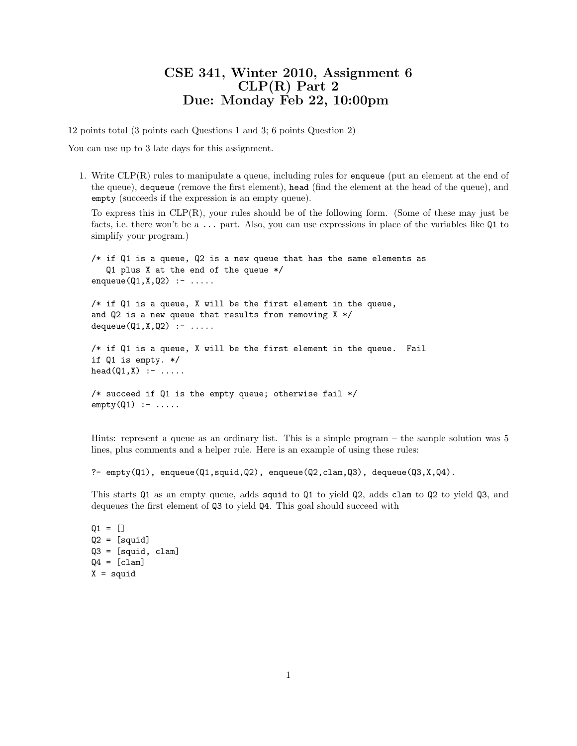# CSE 341, Winter 2010, Assignment 6
# CLP(R) Part 2
# Due: Monday Feb 22, 10:00pm

12 points total (3 points each Questions 1 and 3; 6 points Question 2)

You can use up to 3 late days for this assignment.

1. Write CLP(R) rules to manipulate a queue, including rules for `enqueue` (put an element at the end of the queue), `dequeue` (remove the first element), `head` (find the element at the head of the queue), and `empty` (succeeds if the expression is an empty queue).

   To express this in CLP(R), your rules should be of the following form. (Some of these may just be facts, i.e. there won't be a `...` part. Also, you can use expressions in place of the variables like `Q1` to simplify your program.)

   ```
   /* if Q1 is a queue, Q2 is a new queue that has the same elements as
      Q1 plus X at the end of the queue */
   enqueue(Q1,X,Q2) :- .....

   /* if Q1 is a queue, X will be the first element in the queue,
   and Q2 is a new queue that results from removing X */
   dequeue(Q1,X,Q2) :- .....

   /* if Q1 is a queue, X will be the first element in the queue.  Fail
   if Q1 is empty. */
   head(Q1,X) :- .....

   /* succeed if Q1 is the empty queue; otherwise fail */
   empty(Q1) :- .....
   ```

   Hints: represent a queue as an ordinary list. This is a simple program – the sample solution was 5 lines, plus comments and a helper rule. Here is an example of using these rules:

   ```
   ?- empty(Q1), enqueue(Q1,squid,Q2), enqueue(Q2,clam,Q3), dequeue(Q3,X,Q4).
   ```

   This starts `Q1` as an empty queue, adds `squid` to `Q1` to yield `Q2`, adds `clam` to `Q2` to yield `Q3`, and dequeues the first element of `Q3` to yield `Q4`. This goal should succeed with

   ```
   Q1 = []
   Q2 = [squid]
   Q3 = [squid, clam]
   Q4 = [clam]
   X = squid
   ```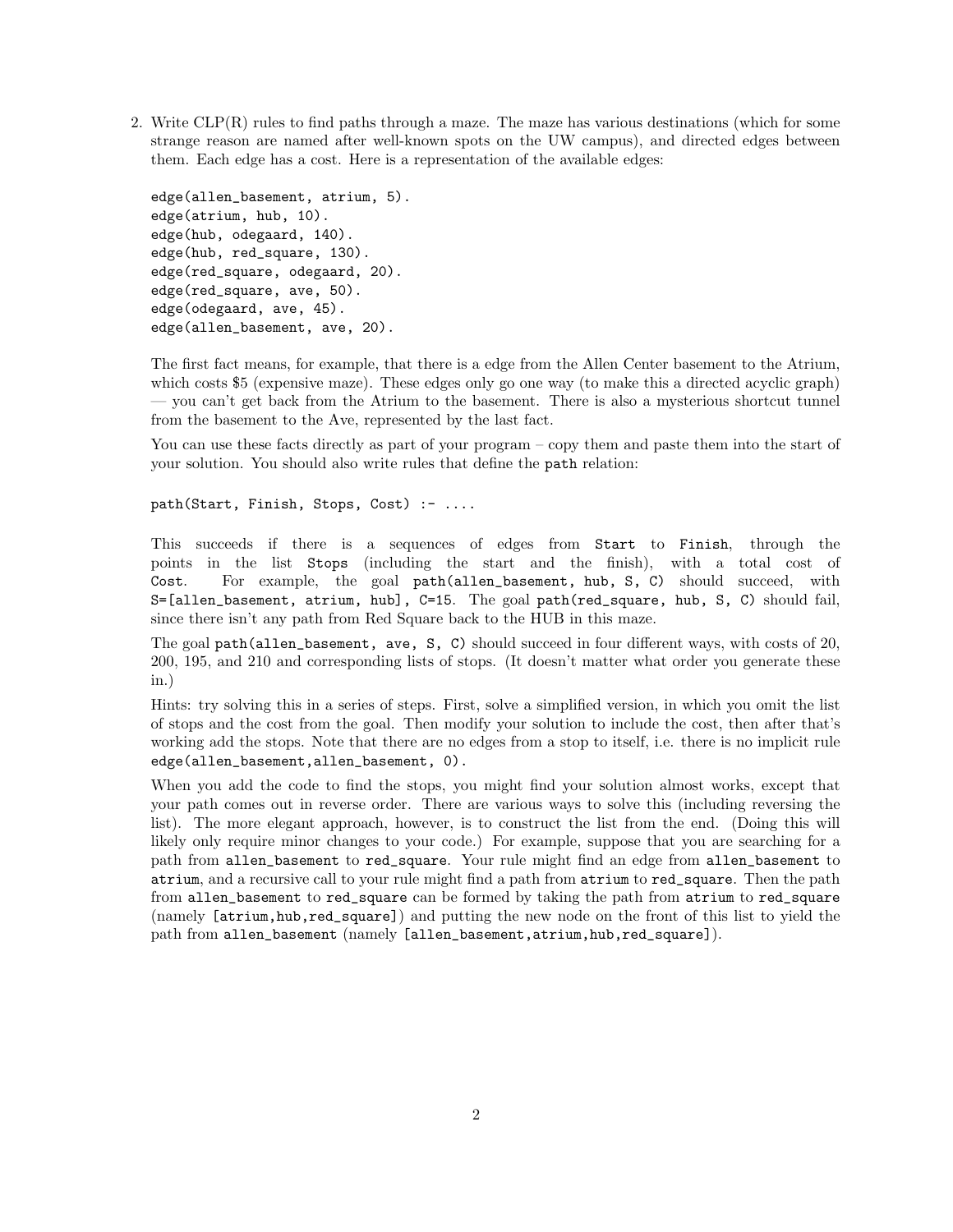2. Write CLP(R) rules to find paths through a maze. The maze has various destinations (which for some strange reason are named after well-known spots on the UW campus), and directed edges between them. Each edge has a cost. Here is a representation of the available edges:

```
edge(allen_basement, atrium, 5).
edge(atrium, hub, 10).
edge(hub, odegaard, 140).
edge(hub, red_square, 130).
edge(red_square, odegaard, 20).
edge(red_square, ave, 50).
edge(odegaard, ave, 45).
edge(allen_basement, ave, 20).
```

The first fact means, for example, that there is a edge from the Allen Center basement to the Atrium, which costs $5 (expensive maze). These edges only go one way (to make this a directed acyclic graph) — you can't get back from the Atrium to the basement. There is also a mysterious shortcut tunnel from the basement to the Ave, represented by the last fact.

You can use these facts directly as part of your program – copy them and paste them into the start of your solution. You should also write rules that define the `path` relation:

```
path(Start, Finish, Stops, Cost) :- ....
```

This succeeds if there is a sequences of edges from `Start` to `Finish`, through the points in the list `Stops` (including the start and the finish), with a total cost of `Cost`. For example, the goal `path(allen_basement, hub, S, C)` should succeed, with `S=[allen_basement, atrium, hub], C=15`. The goal `path(red_square, hub, S, C)` should fail, since there isn't any path from Red Square back to the HUB in this maze.

The goal `path(allen_basement, ave, S, C)` should succeed in four different ways, with costs of 20, 200, 195, and 210 and corresponding lists of stops. (It doesn't matter what order you generate these in.)

Hints: try solving this in a series of steps. First, solve a simplified version, in which you omit the list of stops and the cost from the goal. Then modify your solution to include the cost, then after that's working add the stops. Note that there are no edges from a stop to itself, i.e. there is no implicit rule `edge(allen_basement,allen_basement, 0)`.

When you add the code to find the stops, you might find your solution almost works, except that your path comes out in reverse order. There are various ways to solve this (including reversing the list). The more elegant approach, however, is to construct the list from the end. (Doing this will likely only require minor changes to your code.) For example, suppose that you are searching for a path from `allen_basement` to `red_square`. Your rule might find an edge from `allen_basement` to `atrium`, and a recursive call to your rule might find a path from `atrium` to `red_square`. Then the path from `allen_basement` to `red_square` can be formed by taking the path from `atrium` to `red_square` (namely `[atrium,hub,red_square]`) and putting the new node on the front of this list to yield the path from `allen_basement` (namely `[allen_basement,atrium,hub,red_square]`).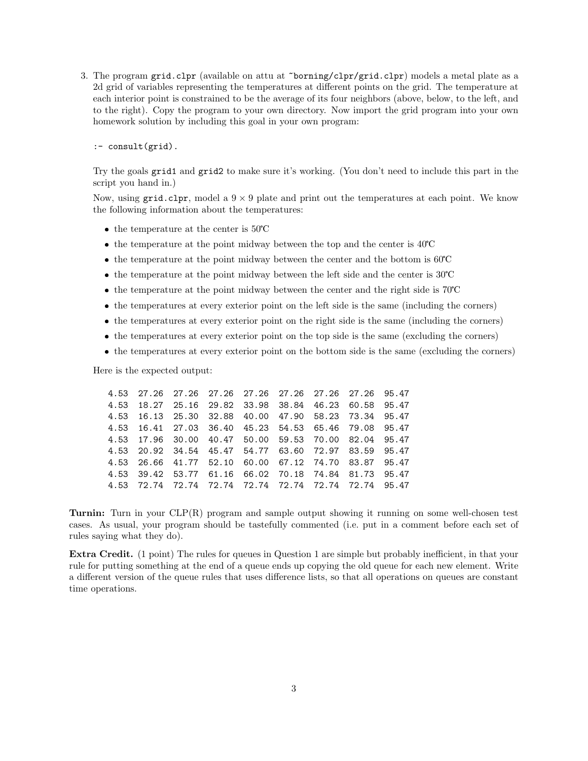3. The program `grid.clpr` (available on attu at `~borning/clpr/grid.clpr`) models a metal plate as a 2d grid of variables representing the temperatures at different points on the grid. The temperature at each interior point is constrained to be the average of its four neighbors (above, below, to the left, and to the right). Copy the program to your own directory. Now import the grid program into your own homework solution by including this goal in your own program:

```
:- consult(grid).
```

Try the goals `grid1` and `grid2` to make sure it's working. (You don't need to include this part in the script you hand in.)

Now, using `grid.clpr`, model a $9 \times 9$ plate and print out the temperatures at each point. We know the following information about the temperatures:

- the temperature at the center is 50℃
- the temperature at the point midway between the top and the center is 40℃
- the temperature at the point midway between the center and the bottom is 60℃
- the temperature at the point midway between the left side and the center is 30℃
- the temperature at the point midway between the center and the right side is 70℃
- the temperatures at every exterior point on the left side is the same (including the corners)
- the temperatures at every exterior point on the right side is the same (including the corners)
- the temperatures at every exterior point on the top side is the same (excluding the corners)
- the temperatures at every exterior point on the bottom side is the same (excluding the corners)

Here is the expected output:

```
4.53  27.26  27.26  27.26  27.26  27.26  27.26  27.26  95.47
4.53  18.27  25.16  29.82  33.98  38.84  46.23  60.58  95.47
4.53  16.13  25.30  32.88  40.00  47.90  58.23  73.34  95.47
4.53  16.41  27.03  36.40  45.23  54.53  65.46  79.08  95.47
4.53  17.96  30.00  40.47  50.00  59.53  70.00  82.04  95.47
4.53  20.92  34.54  45.47  54.77  63.60  72.97  83.59  95.47
4.53  26.66  41.77  52.10  60.00  67.12  74.70  83.87  95.47
4.53  39.42  53.77  61.16  66.02  70.18  74.84  81.73  95.47
4.53  72.74  72.74  72.74  72.74  72.74  72.74  72.74  95.47
```

**Turnin:** Turn in your CLP(R) program and sample output showing it running on some well-chosen test cases. As usual, your program should be tastefully commented (i.e. put in a comment before each set of rules saying what they do).

**Extra Credit.** (1 point) The rules for queues in Question 1 are simple but probably inefficient, in that your rule for putting something at the end of a queue ends up copying the old queue for each new element. Write a different version of the queue rules that uses difference lists, so that all operations on queues are constant time operations.